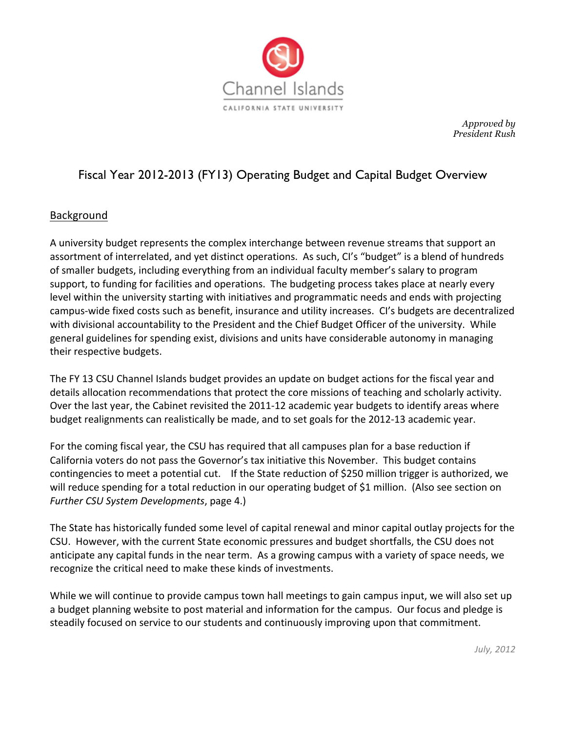Channel Islands

CALIFORNIA STATE UNIVERSITY

*Approved by President Rush*

# Fiscal Year 2012-2013 (FY13) Operating Budget and Capital Budget Overview

## Background

A university budget represents the complex interchange between revenue streams that support an assortment of interrelated, and yet distinct operations. As such, CI's "budget" is a blend of hundreds of smaller budgets, including everything from an individual faculty member's salary to program support, to funding for facilities and operations. The budgeting process takes place at nearly every level within the university starting with initiatives and programmatic needs and ends with projecting campus-wide fixed costs such as benefit, insurance and utility increases. CI's budgets are decentralized with divisional accountability to the President and the Chief Budget Officer of the university. While general guidelines for spending exist, divisions and units have considerable autonomy in managing their respective budgets.

The FY 13 CSU Channel Islands budget provides an update on budget actions for the fiscal year and details allocation recommendations that protect the core missions of teaching and scholarly activity. Over the last year, the Cabinet revisited the 2011-12 academic year budgets to identify areas where budget realignments can realistically be made, and to set goals for the 2012-13 academic year.

For the coming fiscal year, the CSU has required that all campuses plan for a base reduction if California voters do not pass the Governor's tax initiative this November. This budget contains contingencies to meet a potential cut. If the State reduction of $250 million trigger is authorized, we will reduce spending for a total reduction in our operating budget of $1 million. (Also see section on *Further CSU System Developments*, page 4.)

The State has historically funded some level of capital renewal and minor capital outlay projects for the CSU. However, with the current State economic pressures and budget shortfalls, the CSU does not anticipate any capital funds in the near term. As a growing campus with a variety of space needs, we recognize the critical need to make these kinds of investments.

While we will continue to provide campus town hall meetings to gain campus input, we will also set up a budget planning website to post material and information for the campus. Our focus and pledge is steadily focused on service to our students and continuously improving upon that commitment.

*July, 2012*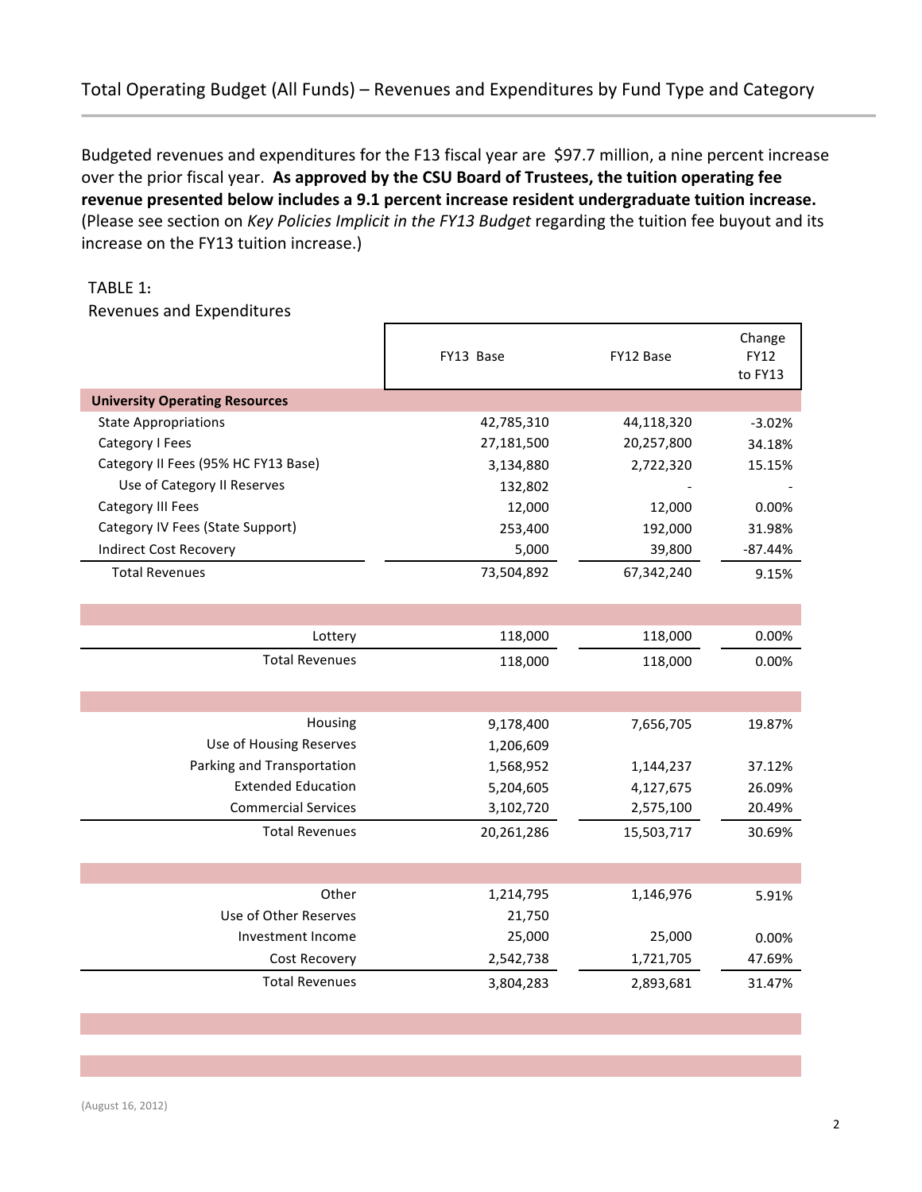## Total Operating Budget (All Funds) – Revenues and Expenditures by Fund Type and Category

Budgeted revenues and expenditures for the F13 fiscal year are $97.7 million, a nine percent increase over the prior fiscal year. **As approved by the CSU Board of Trustees, the tuition operating fee revenue presented below includes a 9.1 percent increase resident undergraduate tuition increase.** (Please see section on *Key Policies Implicit in the FY13 Budget* regarding the tuition fee buyout and its increase on the FY13 tuition increase.)

TABLE 1:
Revenues and Expenditures

| | FY13 Base | FY12 Base | Change FY12 to FY13 |
|---|---|---|---|
| **University Operating Resources** | | | |
| State Appropriations | 42,785,310 | 44,118,320 | -3.02% |
| Category I Fees | 27,181,500 | 20,257,800 | 34.18% |
| Category II Fees (95% HC FY13 Base) | 3,134,880 | 2,722,320 | 15.15% |
| Use of Category II Reserves | 132,802 | - | - |
| Category III Fees | 12,000 | 12,000 | 0.00% |
| Category IV Fees (State Support) | 253,400 | 192,000 | 31.98% |
| Indirect Cost Recovery | 5,000 | 39,800 | -87.44% |
| Total Revenues | 73,504,892 | 67,342,240 | 9.15% |
| | | | |
| Lottery | 118,000 | 118,000 | 0.00% |
| Total Revenues | 118,000 | 118,000 | 0.00% |
| | | | |
| Housing | 9,178,400 | 7,656,705 | 19.87% |
| Use of Housing Reserves | 1,206,609 | | |
| Parking and Transportation | 1,568,952 | 1,144,237 | 37.12% |
| Extended Education | 5,204,605 | 4,127,675 | 26.09% |
| Commercial Services | 3,102,720 | 2,575,100 | 20.49% |
| Total Revenues | 20,261,286 | 15,503,717 | 30.69% |
| | | | |
| Other | 1,214,795 | 1,146,976 | 5.91% |
| Use of Other Reserves | 21,750 | | |
| Investment Income | 25,000 | 25,000 | 0.00% |
| Cost Recovery | 2,542,738 | 1,721,705 | 47.69% |
| Total Revenues | 3,804,283 | 2,893,681 | 31.47% |

(August 16, 2012)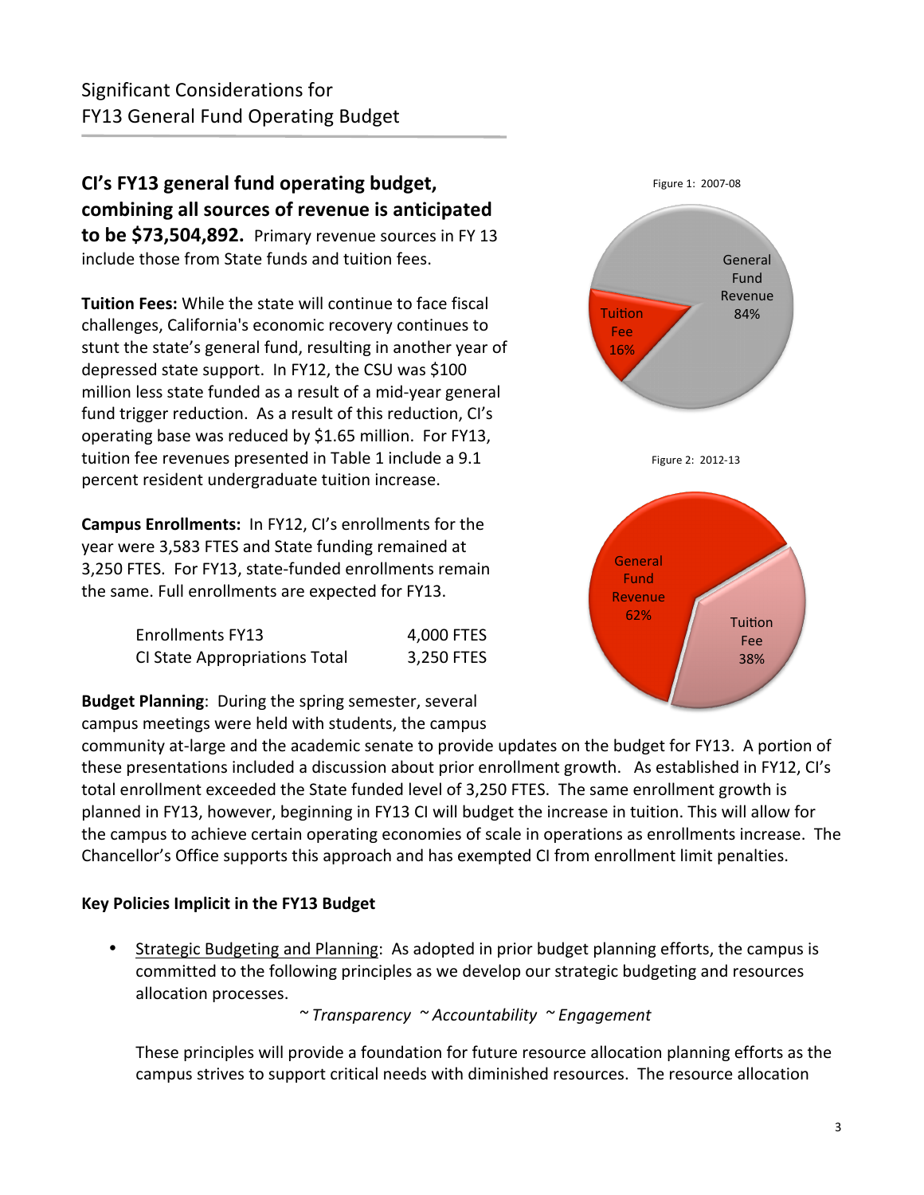## Significant Considerations for FY13 General Fund Operating Budget

**CI's FY13 general fund operating budget, combining all sources of revenue is anticipated to be $73,504,892.** Primary revenue sources in FY 13 include those from State funds and tuition fees.

**Tuition Fees:** While the state will continue to face fiscal challenges, California's economic recovery continues to stunt the state's general fund, resulting in another year of depressed state support. In FY12, the CSU was $100 million less state funded as a result of a mid-year general fund trigger reduction. As a result of this reduction, CI's operating base was reduced by $1.65 million. For FY13, tuition fee revenues presented in Table 1 include a 9.1 percent resident undergraduate tuition increase.

Figure 1: 2007-08

| | |
|---|---|
| General Fund Revenue | 84% |
| Tuition Fee | 16% |

Figure 2: 2012-13

| | |
|---|---|
| General Fund Revenue | 62% |
| Tuition Fee | 38% |

**Campus Enrollments:** In FY12, CI's enrollments for the year were 3,583 FTES and State funding remained at 3,250 FTES. For FY13, state-funded enrollments remain the same. Full enrollments are expected for FY13.

| | |
|---|---|
| Enrollments FY13 | 4,000 FTES |
| CI State Appropriations Total | 3,250 FTES |

**Budget Planning**: During the spring semester, several campus meetings were held with students, the campus community at-large and the academic senate to provide updates on the budget for FY13. A portion of these presentations included a discussion about prior enrollment growth. As established in FY12, CI's total enrollment exceeded the State funded level of 3,250 FTES. The same enrollment growth is planned in FY13, however, beginning in FY13 CI will budget the increase in tuition. This will allow for the campus to achieve certain operating economies of scale in operations as enrollments increase. The Chancellor's Office supports this approach and has exempted CI from enrollment limit penalties.

**Key Policies Implicit in the FY13 Budget**

- Strategic Budgeting and Planning: As adopted in prior budget planning efforts, the campus is committed to the following principles as we develop our strategic budgeting and resources allocation processes.

  *~ Transparency ~ Accountability ~ Engagement*

  These principles will provide a foundation for future resource allocation planning efforts as the campus strives to support critical needs with diminished resources. The resource allocation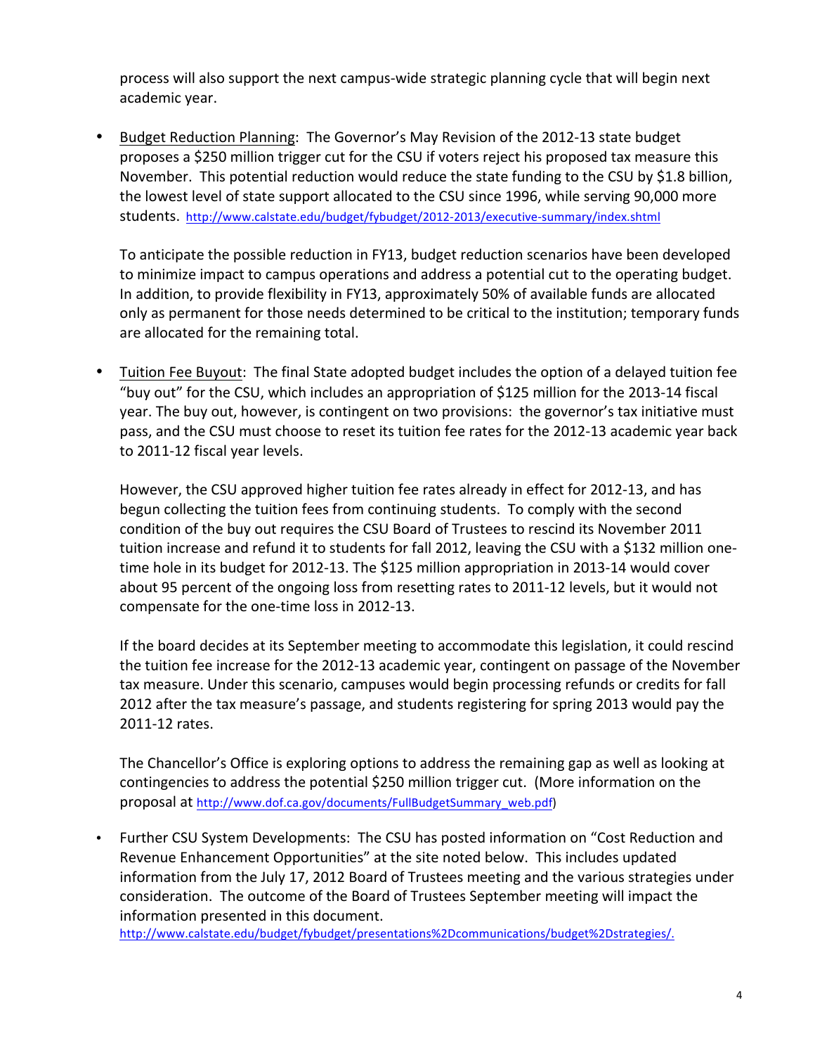process will also support the next campus-wide strategic planning cycle that will begin next academic year.

- Budget Reduction Planning: The Governor's May Revision of the 2012-13 state budget proposes a $250 million trigger cut for the CSU if voters reject his proposed tax measure this November. This potential reduction would reduce the state funding to the CSU by $1.8 billion, the lowest level of state support allocated to the CSU since 1996, while serving 90,000 more students. http://www.calstate.edu/budget/fybudget/2012-2013/executive-summary/index.shtml

  To anticipate the possible reduction in FY13, budget reduction scenarios have been developed to minimize impact to campus operations and address a potential cut to the operating budget. In addition, to provide flexibility in FY13, approximately 50% of available funds are allocated only as permanent for those needs determined to be critical to the institution; temporary funds are allocated for the remaining total.

- Tuition Fee Buyout: The final State adopted budget includes the option of a delayed tuition fee "buy out" for the CSU, which includes an appropriation of $125 million for the 2013-14 fiscal year. The buy out, however, is contingent on two provisions: the governor's tax initiative must pass, and the CSU must choose to reset its tuition fee rates for the 2012-13 academic year back to 2011-12 fiscal year levels.

  However, the CSU approved higher tuition fee rates already in effect for 2012-13, and has begun collecting the tuition fees from continuing students. To comply with the second condition of the buy out requires the CSU Board of Trustees to rescind its November 2011 tuition increase and refund it to students for fall 2012, leaving the CSU with a $132 million one-time hole in its budget for 2012-13. The $125 million appropriation in 2013-14 would cover about 95 percent of the ongoing loss from resetting rates to 2011-12 levels, but it would not compensate for the one-time loss in 2012-13.

  If the board decides at its September meeting to accommodate this legislation, it could rescind the tuition fee increase for the 2012-13 academic year, contingent on passage of the November tax measure. Under this scenario, campuses would begin processing refunds or credits for fall 2012 after the tax measure's passage, and students registering for spring 2013 would pay the 2011-12 rates.

  The Chancellor's Office is exploring options to address the remaining gap as well as looking at contingencies to address the potential $250 million trigger cut. (More information on the proposal at http://www.dof.ca.gov/documents/FullBudgetSummary_web.pdf)

- Further CSU System Developments: The CSU has posted information on "Cost Reduction and Revenue Enhancement Opportunities" at the site noted below. This includes updated information from the July 17, 2012 Board of Trustees meeting and the various strategies under consideration. The outcome of the Board of Trustees September meeting will impact the information presented in this document.
  http://www.calstate.edu/budget/fybudget/presentations%2Dcommunications/budget%2Dstrategies/.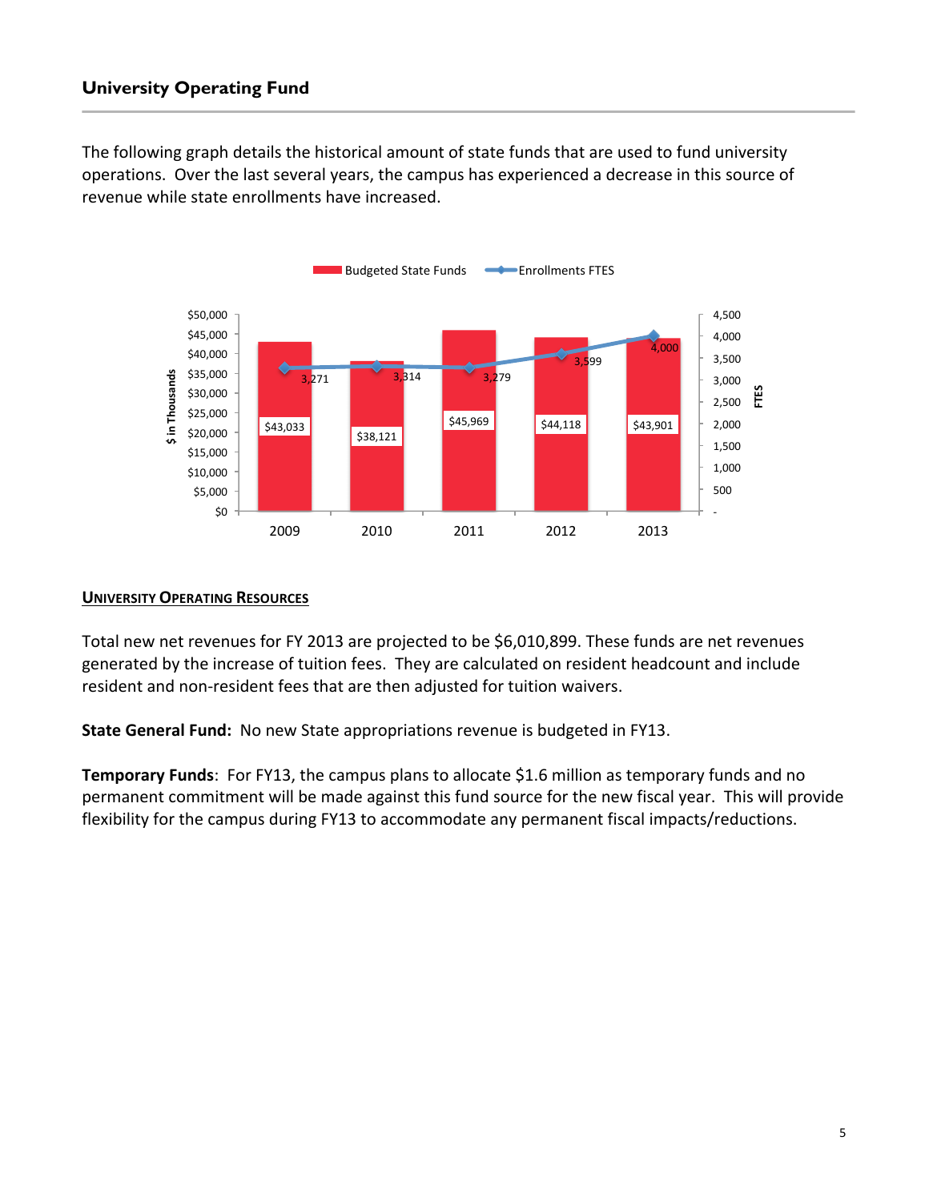## University Operating Fund

The following graph details the historical amount of state funds that are used to fund university operations. Over the last several years, the campus has experienced a decrease in this source of revenue while state enrollments have increased.

| Year | Budgeted State Funds ($ in Thousands) | Enrollments FTES |
|---|---|---|
| 2009 | $43,033 | 3,271 |
| 2010 | $38,121 | 3,314 |
| 2011 | $45,969 | 3,279 |
| 2012 | $44,118 | 3,599 |
| 2013 | $43,901 | 4,000 |

<u>**UNIVERSITY OPERATING RESOURCES**</u>

Total new net revenues for FY 2013 are projected to be $6,010,899. These funds are net revenues generated by the increase of tuition fees. They are calculated on resident headcount and include resident and non-resident fees that are then adjusted for tuition waivers.

**State General Fund:** No new State appropriations revenue is budgeted in FY13.

**Temporary Funds**: For FY13, the campus plans to allocate $1.6 million as temporary funds and no permanent commitment will be made against this fund source for the new fiscal year. This will provide flexibility for the campus during FY13 to accommodate any permanent fiscal impacts/reductions.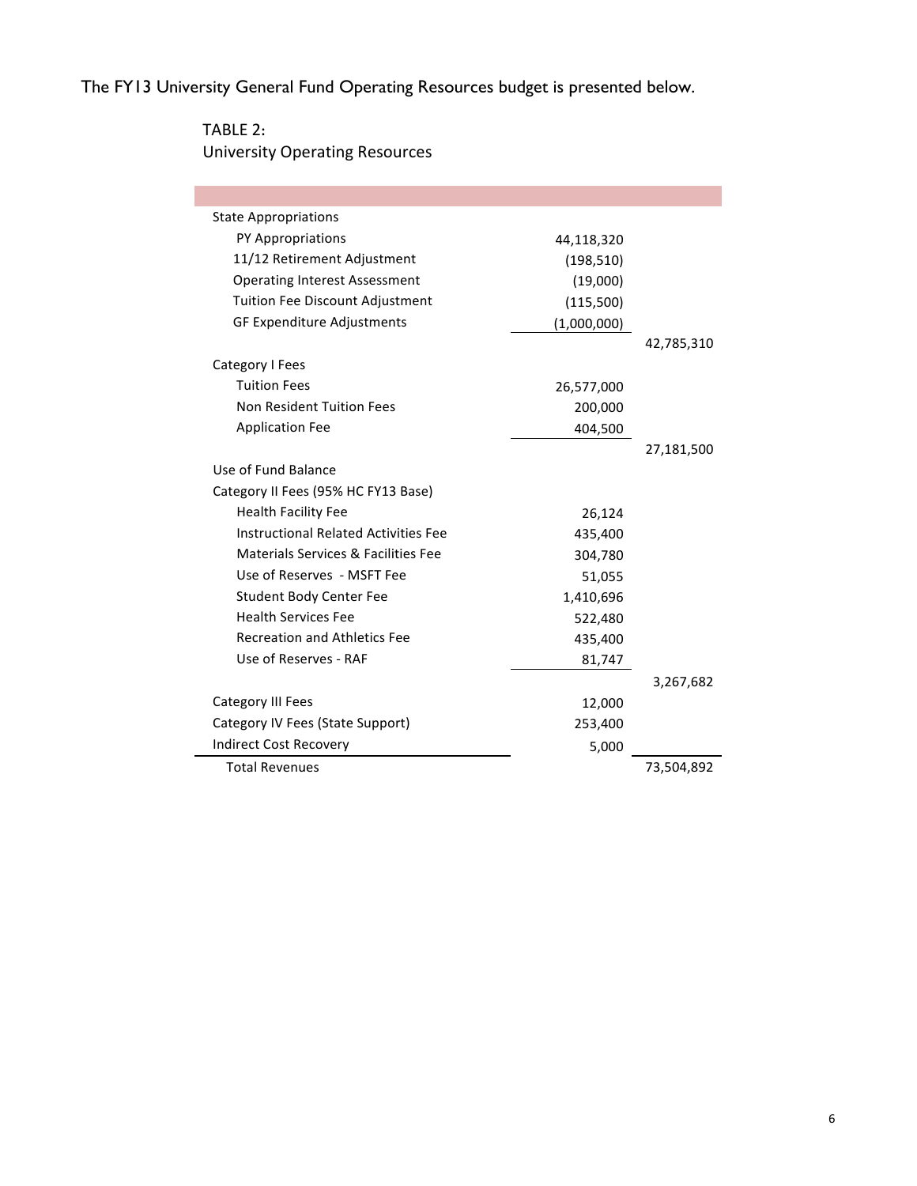The FY13 University General Fund Operating Resources budget is presented below.

TABLE 2:
University Operating Resources

| | | |
|---|---|---|
| State Appropriations | | |
| PY Appropriations | 44,118,320 | |
| 11/12 Retirement Adjustment | (198,510) | |
| Operating Interest Assessment | (19,000) | |
| Tuition Fee Discount Adjustment | (115,500) | |
| GF Expenditure Adjustments | (1,000,000) | |
| | | 42,785,310 |
| Category I Fees | | |
| Tuition Fees | 26,577,000 | |
| Non Resident Tuition Fees | 200,000 | |
| Application Fee | 404,500 | |
| | | 27,181,500 |
| Use of Fund Balance | | |
| Category II Fees (95% HC FY13 Base) | | |
| Health Facility Fee | 26,124 | |
| Instructional Related Activities Fee | 435,400 | |
| Materials Services & Facilities Fee | 304,780 | |
| Use of Reserves - MSFT Fee | 51,055 | |
| Student Body Center Fee | 1,410,696 | |
| Health Services Fee | 522,480 | |
| Recreation and Athletics Fee | 435,400 | |
| Use of Reserves - RAF | 81,747 | |
| | | 3,267,682 |
| Category III Fees | 12,000 | |
| Category IV Fees (State Support) | 253,400 | |
| Indirect Cost Recovery | 5,000 | |
| Total Revenues | | 73,504,892 |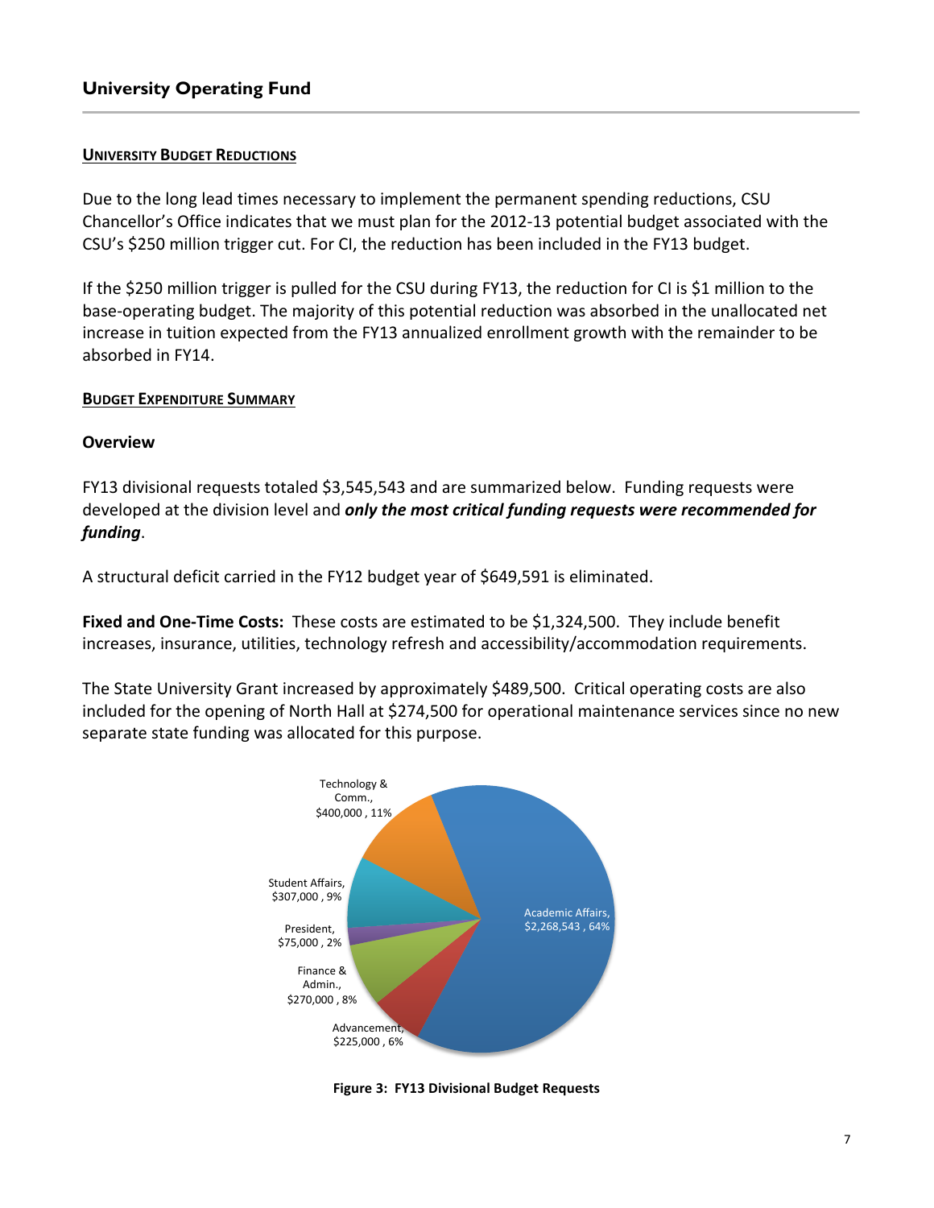## University Operating Fund

### UNIVERSITY BUDGET REDUCTIONS

Due to the long lead times necessary to implement the permanent spending reductions, CSU Chancellor's Office indicates that we must plan for the 2012-13 potential budget associated with the CSU's $250 million trigger cut. For CI, the reduction has been included in the FY13 budget.

If the $250 million trigger is pulled for the CSU during FY13, the reduction for CI is $1 million to the base-operating budget. The majority of this potential reduction was absorbed in the unallocated net increase in tuition expected from the FY13 annualized enrollment growth with the remainder to be absorbed in FY14.

### BUDGET EXPENDITURE SUMMARY

**Overview**

FY13 divisional requests totaled $3,545,543 and are summarized below. Funding requests were developed at the division level and ***only the most critical funding requests were recommended for funding***.

A structural deficit carried in the FY12 budget year of $649,591 is eliminated.

**Fixed and One-Time Costs:** These costs are estimated to be $1,324,500. They include benefit increases, insurance, utilities, technology refresh and accessibility/accommodation requirements.

The State University Grant increased by approximately $489,500. Critical operating costs are also included for the opening of North Hall at $274,500 for operational maintenance services since no new separate state funding was allocated for this purpose.

Technology & Comm., $400,000 , 11%
Student Affairs, $307,000 , 9%
President, $75,000 , 2%
Finance & Admin., $270,000 , 8%
Advancement, $225,000 , 6%
Academic Affairs, $2,268,543 , 64%

**Figure 3: FY13 Divisional Budget Requests**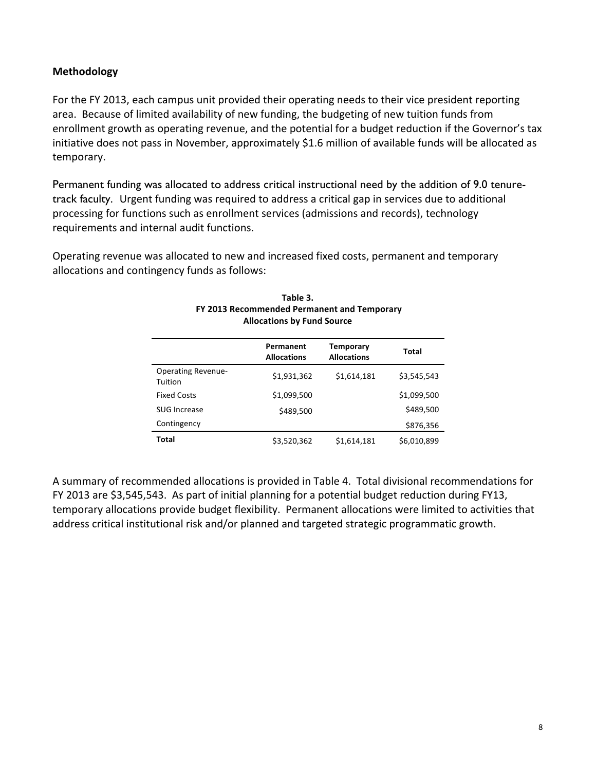## Methodology

For the FY 2013, each campus unit provided their operating needs to their vice president reporting area. Because of limited availability of new funding, the budgeting of new tuition funds from enrollment growth as operating revenue, and the potential for a budget reduction if the Governor's tax initiative does not pass in November, approximately $1.6 million of available funds will be allocated as temporary.

Permanent funding was allocated to address critical instructional need by the addition of 9.0 tenure-track faculty. Urgent funding was required to address a critical gap in services due to additional processing for functions such as enrollment services (admissions and records), technology requirements and internal audit functions.

Operating revenue was allocated to new and increased fixed costs, permanent and temporary allocations and contingency funds as follows:

**Table 3.**
**FY 2013 Recommended Permanent and Temporary Allocations by Fund Source**

| | Permanent Allocations | Temporary Allocations | Total |
|---|---|---|---|
| Operating Revenue-Tuition | $1,931,362 | $1,614,181 | $3,545,543 |
| Fixed Costs | $1,099,500 | | $1,099,500 |
| SUG Increase | $489,500 | | $489,500 |
| Contingency | | | $876,356 |
| **Total** | $3,520,362 | $1,614,181 | $6,010,899 |

A summary of recommended allocations is provided in Table 4. Total divisional recommendations for FY 2013 are $3,545,543. As part of initial planning for a potential budget reduction during FY13, temporary allocations provide budget flexibility. Permanent allocations were limited to activities that address critical institutional risk and/or planned and targeted strategic programmatic growth.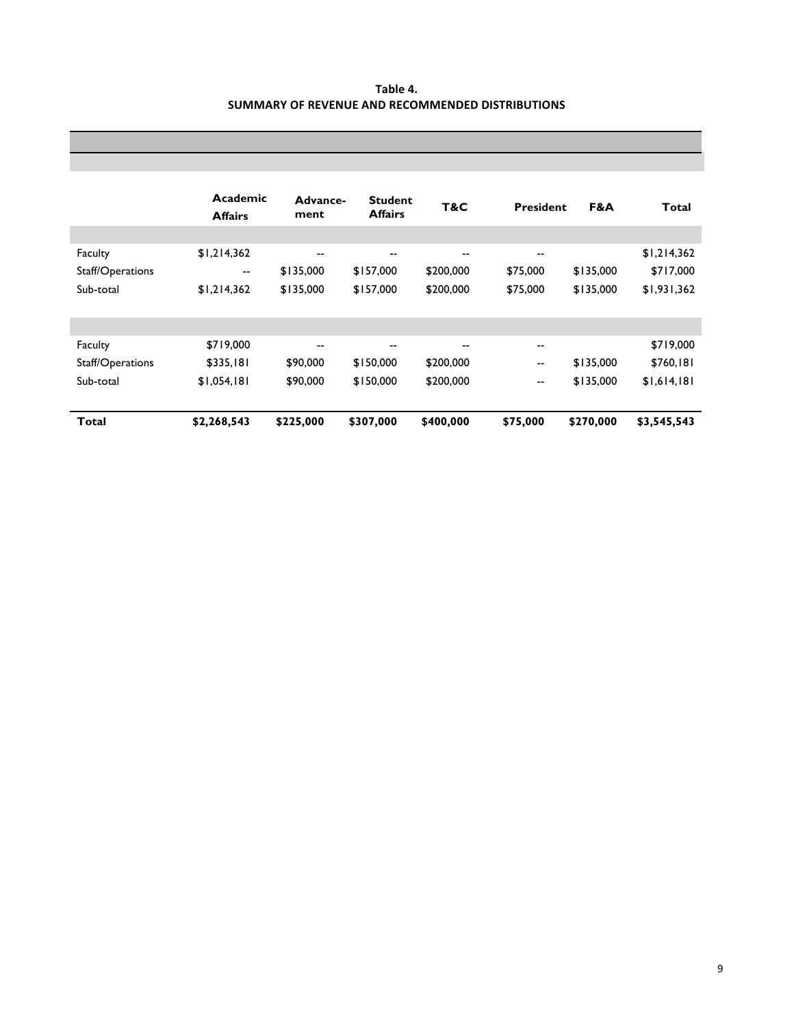**Table 4.**
**SUMMARY OF REVENUE AND RECOMMENDED DISTRIBUTIONS**

| | Academic Affairs | Advance-ment | Student Affairs | T&C | President | F&A | Total |
|---|---|---|---|---|---|---|---|
| | | | | | | | |
| Faculty | $1,214,362 | -- | -- | -- | -- | | $1,214,362 |
| Staff/Operations | -- | $135,000 | $157,000 | $200,000 | $75,000 | $135,000 | $717,000 |
| Sub-total | $1,214,362 | $135,000 | $157,000 | $200,000 | $75,000 | $135,000 | $1,931,362 |
| | | | | | | | |
| Faculty | $719,000 | -- | -- | -- | -- | | $719,000 |
| Staff/Operations | $335,181 | $90,000 | $150,000 | $200,000 | -- | $135,000 | $760,181 |
| Sub-total | $1,054,181 | $90,000 | $150,000 | $200,000 | -- | $135,000 | $1,614,181 |
| **Total** | **$2,268,543** | **$225,000** | **$307,000** | **$400,000** | **$75,000** | **$270,000** | **$3,545,543** |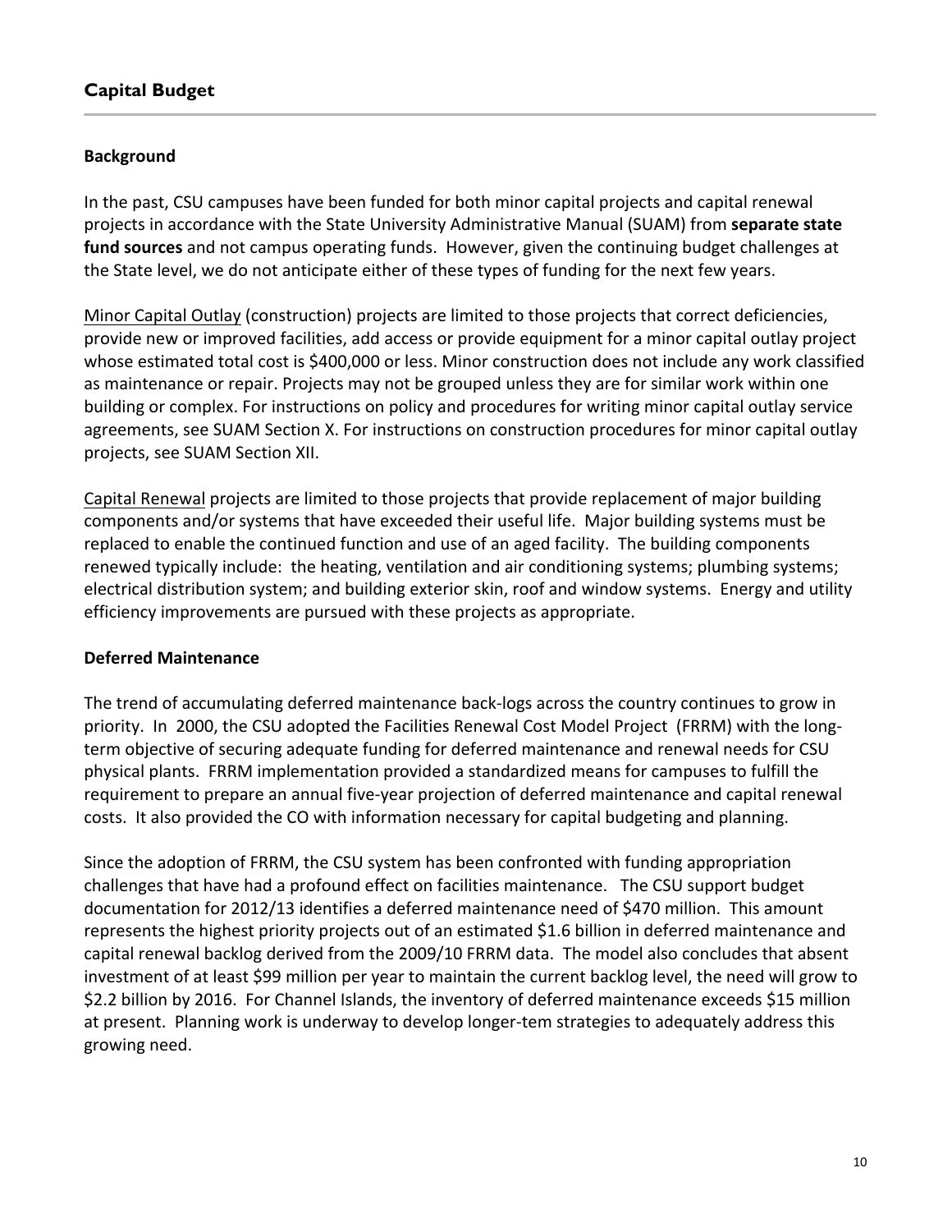## Capital Budget

### Background

In the past, CSU campuses have been funded for both minor capital projects and capital renewal projects in accordance with the State University Administrative Manual (SUAM) from **separate state fund sources** and not campus operating funds. However, given the continuing budget challenges at the State level, we do not anticipate either of these types of funding for the next few years.

<u>Minor Capital Outlay</u> (construction) projects are limited to those projects that correct deficiencies, provide new or improved facilities, add access or provide equipment for a minor capital outlay project whose estimated total cost is $400,000 or less. Minor construction does not include any work classified as maintenance or repair. Projects may not be grouped unless they are for similar work within one building or complex. For instructions on policy and procedures for writing minor capital outlay service agreements, see SUAM Section X. For instructions on construction procedures for minor capital outlay projects, see SUAM Section XII.

<u>Capital Renewal</u> projects are limited to those projects that provide replacement of major building components and/or systems that have exceeded their useful life. Major building systems must be replaced to enable the continued function and use of an aged facility. The building components renewed typically include: the heating, ventilation and air conditioning systems; plumbing systems; electrical distribution system; and building exterior skin, roof and window systems. Energy and utility efficiency improvements are pursued with these projects as appropriate.

### Deferred Maintenance

The trend of accumulating deferred maintenance back-logs across the country continues to grow in priority. In 2000, the CSU adopted the Facilities Renewal Cost Model Project (FRRM) with the long-term objective of securing adequate funding for deferred maintenance and renewal needs for CSU physical plants. FRRM implementation provided a standardized means for campuses to fulfill the requirement to prepare an annual five-year projection of deferred maintenance and capital renewal costs. It also provided the CO with information necessary for capital budgeting and planning.

Since the adoption of FRRM, the CSU system has been confronted with funding appropriation challenges that have had a profound effect on facilities maintenance. The CSU support budget documentation for 2012/13 identifies a deferred maintenance need of $470 million. This amount represents the highest priority projects out of an estimated $1.6 billion in deferred maintenance and capital renewal backlog derived from the 2009/10 FRRM data. The model also concludes that absent investment of at least $99 million per year to maintain the current backlog level, the need will grow to $2.2 billion by 2016. For Channel Islands, the inventory of deferred maintenance exceeds $15 million at present. Planning work is underway to develop longer-tem strategies to adequately address this growing need.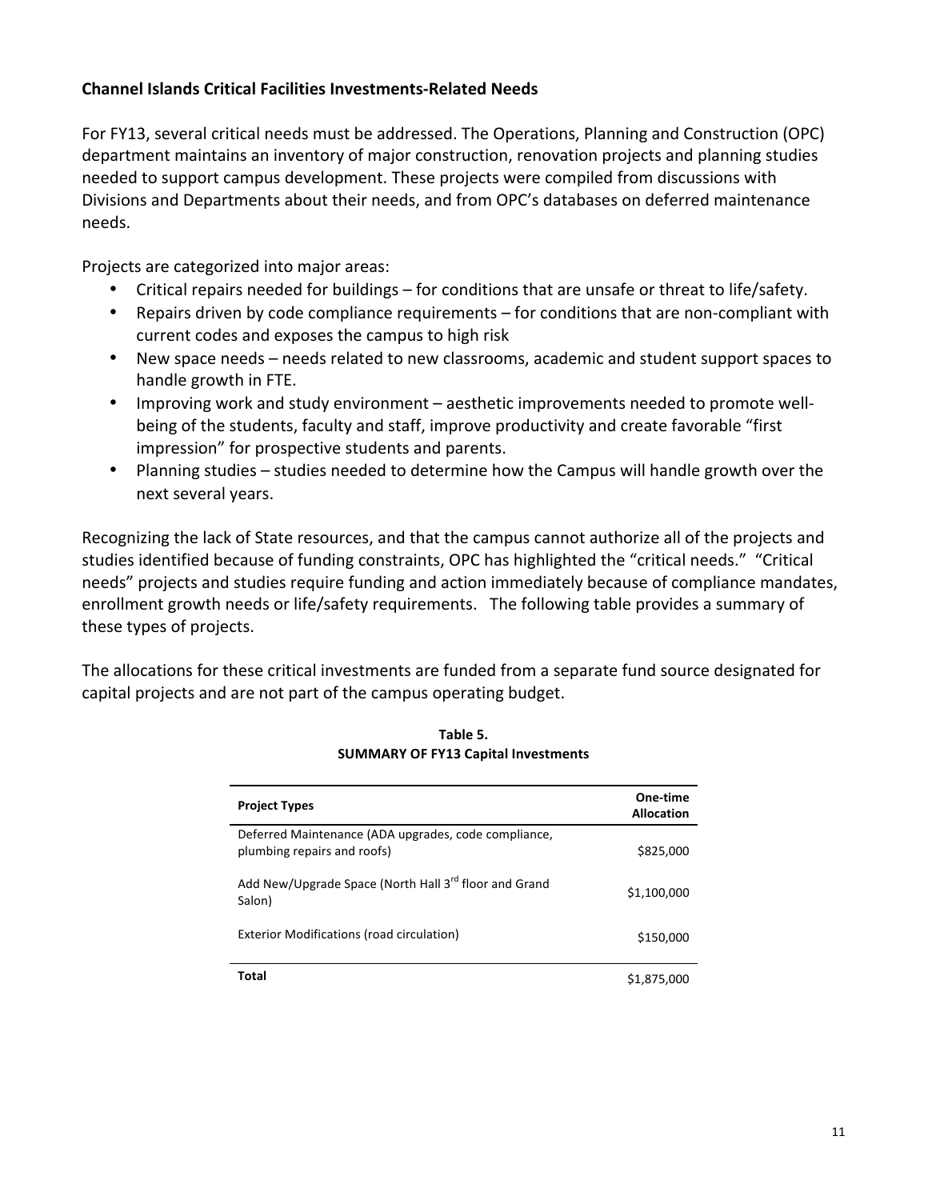## Channel Islands Critical Facilities Investments-Related Needs

For FY13, several critical needs must be addressed. The Operations, Planning and Construction (OPC) department maintains an inventory of major construction, renovation projects and planning studies needed to support campus development. These projects were compiled from discussions with Divisions and Departments about their needs, and from OPC's databases on deferred maintenance needs.

Projects are categorized into major areas:

- Critical repairs needed for buildings – for conditions that are unsafe or threat to life/safety.
- Repairs driven by code compliance requirements – for conditions that are non-compliant with current codes and exposes the campus to high risk
- New space needs – needs related to new classrooms, academic and student support spaces to handle growth in FTE.
- Improving work and study environment – aesthetic improvements needed to promote well-being of the students, faculty and staff, improve productivity and create favorable "first impression" for prospective students and parents.
- Planning studies – studies needed to determine how the Campus will handle growth over the next several years.

Recognizing the lack of State resources, and that the campus cannot authorize all of the projects and studies identified because of funding constraints, OPC has highlighted the "critical needs." "Critical needs" projects and studies require funding and action immediately because of compliance mandates, enrollment growth needs or life/safety requirements. The following table provides a summary of these types of projects.

The allocations for these critical investments are funded from a separate fund source designated for capital projects and are not part of the campus operating budget.

**Table 5.**
**SUMMARY OF FY13 Capital Investments**

| Project Types | One-time Allocation |
|---|---|
| Deferred Maintenance (ADA upgrades, code compliance, plumbing repairs and roofs) | $825,000 |
| Add New/Upgrade Space (North Hall 3rd floor and Grand Salon) | $1,100,000 |
| Exterior Modifications (road circulation) | $150,000 |
| **Total** | $1,875,000 |